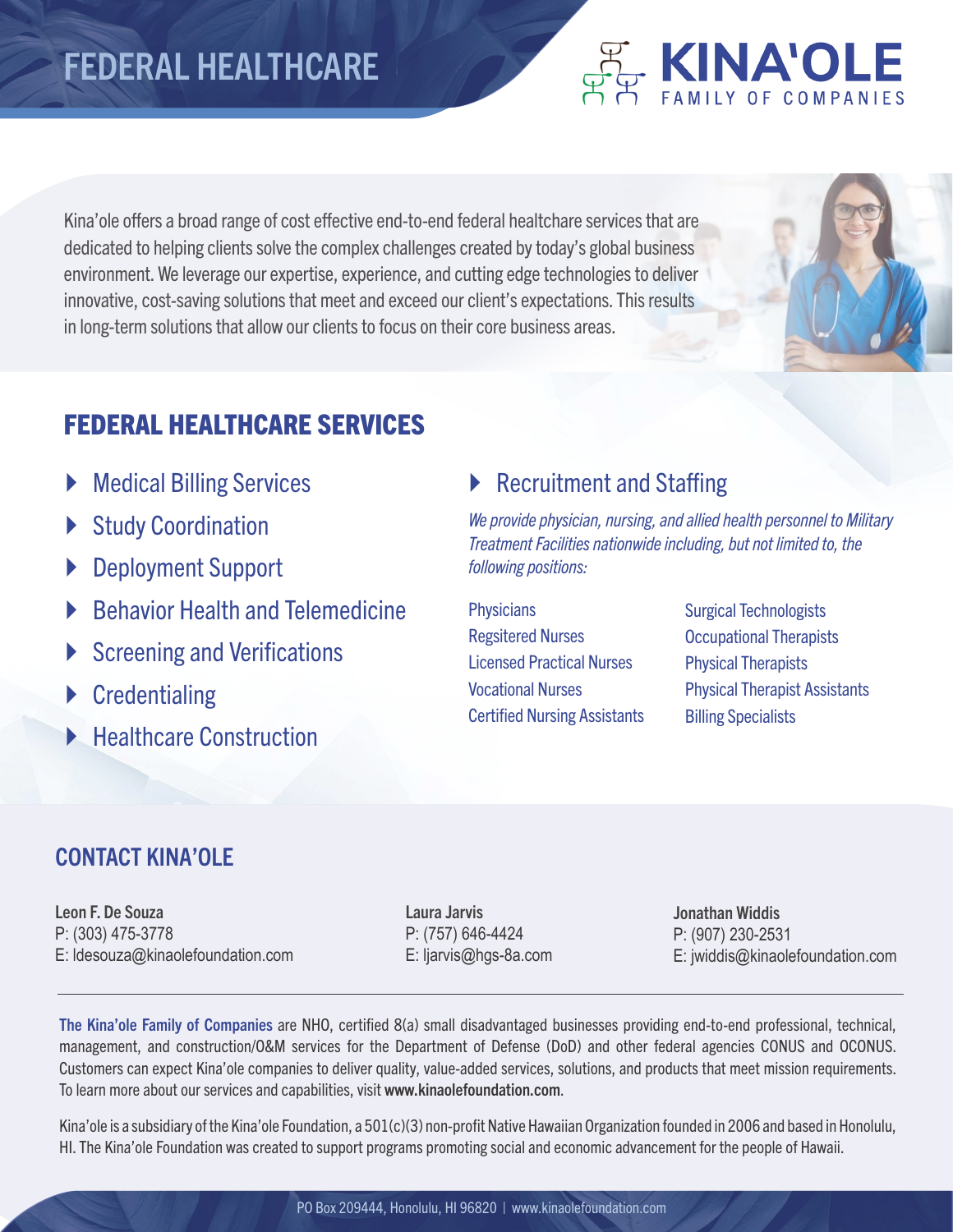# FEDERAL HEALTHCARE

**KINA'OLE**
FAMILY OF COMPANIES

Kina'ole offers a broad range of cost effective end-to-end federal healthcare services that are dedicated to helping clients solve the complex challenges created by today's global business environment. We leverage our expertise, experience, and cutting edge technologies to deliver innovative, cost-saving solutions that meet and exceed our client's expectations. This results in long-term solutions that allow our clients to focus on their core business areas.

## FEDERAL HEALTHCARE SERVICES

- Medical Billing Services
- Study Coordination
- Deployment Support
- Behavior Health and Telemedicine
- Screening and Verifications
- Credentialing
- Healthcare Construction
- Recruitment and Staffing

*We provide physician, nursing, and allied health personnel to Military Treatment Facilities nationwide including, but not limited to, the following positions:*

- Physicians
- Regsitered Nurses
- Licensed Practical Nurses
- Vocational Nurses
- Certified Nursing Assistants
- Surgical Technologists
- Occupational Therapists
- Physical Therapists
- Physical Therapist Assistants
- Billing Specialists

## CONTACT KINA'OLE

**Leon F. De Souza**
P: (303) 475-3778
E: ldesouza@kinaolefoundation.com

**Laura Jarvis**
P: (757) 646-4424
E: ljarvis@hgs-8a.com

**Jonathan Widdis**
P: (907) 230-2531
E: jwiddis@kinaolefoundation.com

---

The Kina'ole Family of Companies are NHO, certified 8(a) small disadvantaged businesses providing end-to-end professional, technical, management, and construction/O&M services for the Department of Defense (DoD) and other federal agencies CONUS and OCONUS. Customers can expect Kina'ole companies to deliver quality, value-added services, solutions, and products that meet mission requirements. To learn more about our services and capabilities, visit **www.kinaolefoundation.com**.

Kina'ole is a subsidiary of the Kina'ole Foundation, a 501(c)(3) non-profit Native Hawaiian Organization founded in 2006 and based in Honolulu, HI. The Kina'ole Foundation was created to support programs promoting social and economic advancement for the people of Hawaii.

PO Box 209444, Honolulu, HI 96820 | www.kinaolefoundation.com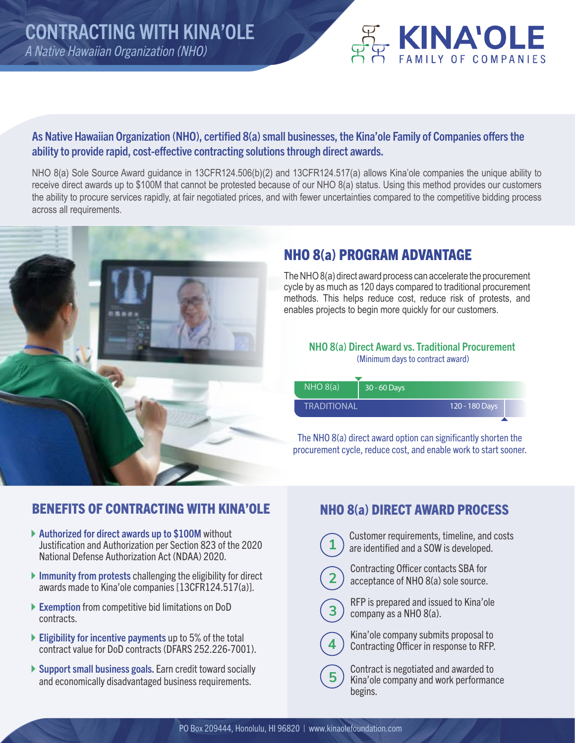# CONTRACTING WITH KINA'OLE

*A Native Hawaiian Organization (NHO)*

KINA'OLE FAMILY OF COMPANIES

**As Native Hawaiian Organization (NHO), certified 8(a) small businesses, the Kina'ole Family of Companies offers the ability to provide rapid, cost-effective contracting solutions through direct awards.**

NHO 8(a) Sole Source Award guidance in 13CFR124.506(b)(2) and 13CFR124.517(a) allows Kina'ole companies the unique ability to receive direct awards up to $100M that cannot be protested because of our NHO 8(a) status. Using this method provides our customers the ability to procure services rapidly, at fair negotiated prices, and with fewer uncertainties compared to the competitive bidding process across all requirements.

## NHO 8(a) PROGRAM ADVANTAGE

The NHO 8(a) direct award process can accelerate the procurement cycle by as much as 120 days compared to traditional procurement methods. This helps reduce cost, reduce risk of protests, and enables projects to begin more quickly for our customers.

**NHO 8(a) Direct Award vs. Traditional Procurement**
(Minimum days to contract award)

NHO 8(a) 30 - 60 Days

TRADITIONAL 120 - 180 Days

The NHO 8(a) direct award option can significantly shorten the procurement cycle, reduce cost, and enable work to start sooner.

## BENEFITS OF CONTRACTING WITH KINA'OLE

- **Authorized for direct awards up to $100M** without Justification and Authorization per Section 823 of the 2020 National Defense Authorization Act (NDAA) 2020.
- **Immunity from protests** challenging the eligibility for direct awards made to Kina'ole companies [13CFR124.517(a)].
- **Exemption** from competitive bid limitations on DoD contracts.
- **Eligibility for incentive payments** up to 5% of the total contract value for DoD contracts (DFARS 252.226-7001).
- **Support small business goals.** Earn credit toward socially and economically disadvantaged business requirements.

## NHO 8(a) DIRECT AWARD PROCESS

1. Customer requirements, timeline, and costs are identified and a SOW is developed.
2. Contracting Officer contacts SBA for acceptance of NHO 8(a) sole source.
3. RFP is prepared and issued to Kina'ole company as a NHO 8(a).
4. Kina'ole company submits proposal to Contracting Officer in response to RFP.
5. Contract is negotiated and awarded to Kina'ole company and work performance begins.

PO Box 209444, Honolulu, HI 96820 | www.kinaolefoundation.com